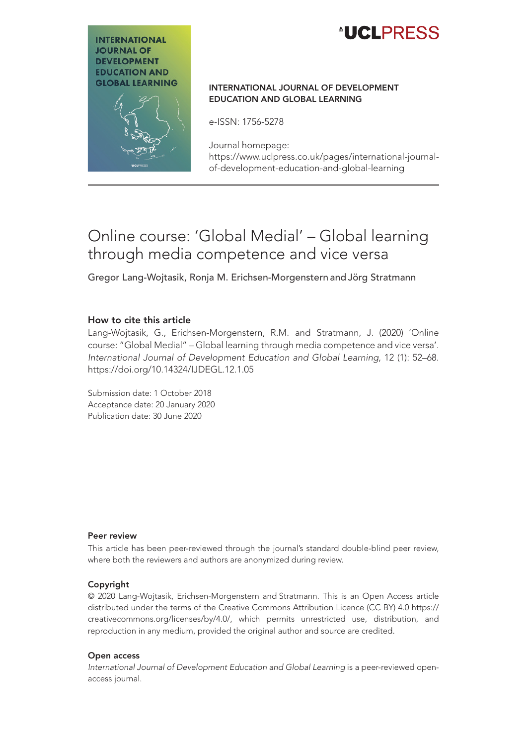**INTERNATIONAL JOURNAL OF DEVELOPMENT EDUCATION AND GLOBAL LEARNING**

e-ISSN: 1756-5278

Journal homepage:
https://www.uclpress.co.uk/pages/international-journal-of-development-education-and-global-learning

# Online course: 'Global Medial' – Global learning through media competence and vice versa

Gregor Lang-Wojtasik, Ronja M. Erichsen-Morgenstern and Jörg Stratmann

## How to cite this article

Lang-Wojtasik, G., Erichsen-Morgenstern, R.M. and Stratmann, J. (2020) 'Online course: "Global Medial" – Global learning through media competence and vice versa'. *International Journal of Development Education and Global Learning*, 12 (1): 52–68. https://doi.org/10.14324/IJDEGL.12.1.05

Submission date: 1 October 2018
Acceptance date: 20 January 2020
Publication date: 30 June 2020

## Peer review

This article has been peer-reviewed through the journal's standard double-blind peer review, where both the reviewers and authors are anonymized during review.

## Copyright

© 2020 Lang-Wojtasik, Erichsen-Morgenstern and Stratmann. This is an Open Access article distributed under the terms of the Creative Commons Attribution Licence (CC BY) 4.0 https://creativecommons.org/licenses/by/4.0/, which permits unrestricted use, distribution, and reproduction in any medium, provided the original author and source are credited.

## Open access

*International Journal of Development Education and Global Learning* is a peer-reviewed open-access journal.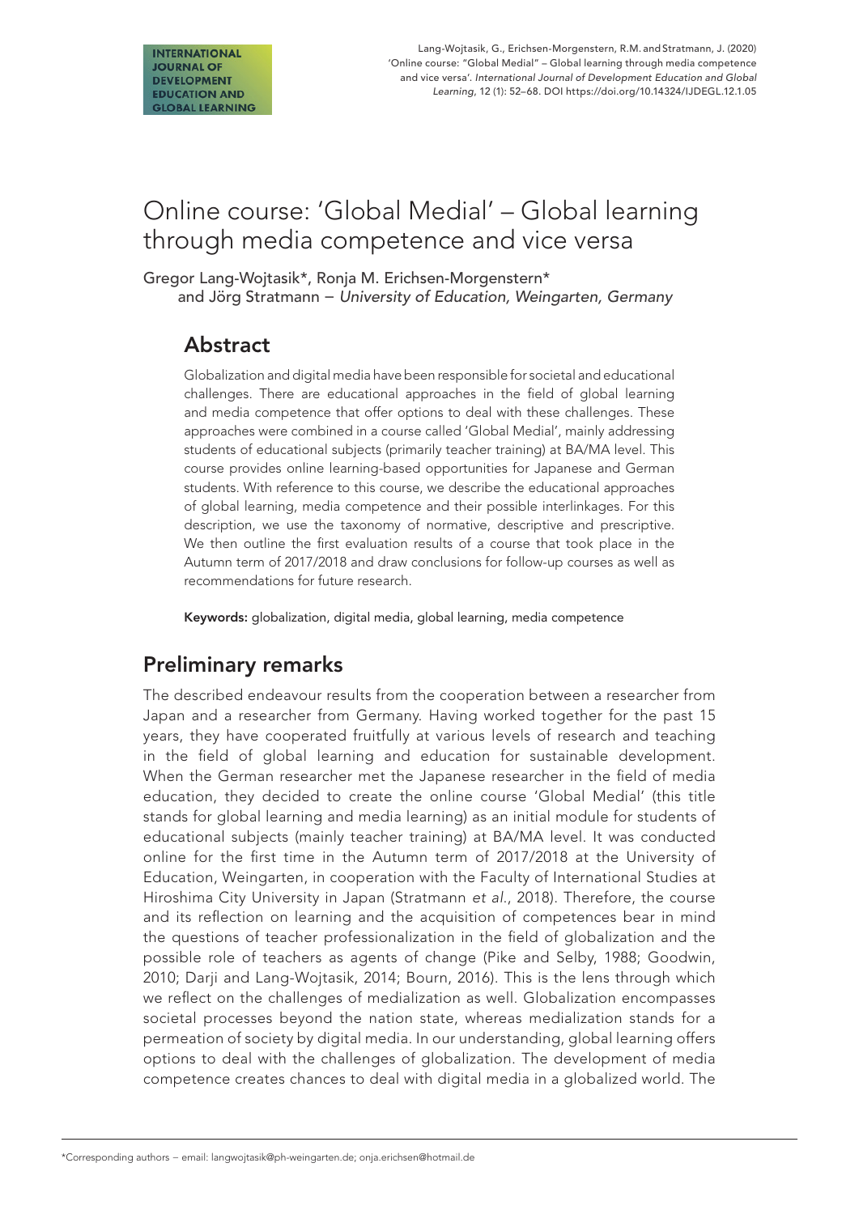# Online course: 'Global Medial' – Global learning through media competence and vice versa

Gregor Lang-Wojtasik*, Ronja M. Erichsen-Morgenstern* and Jörg Stratmann – *University of Education, Weingarten, Germany*

## Abstract

Globalization and digital media have been responsible for societal and educational challenges. There are educational approaches in the field of global learning and media competence that offer options to deal with these challenges. These approaches were combined in a course called 'Global Medial', mainly addressing students of educational subjects (primarily teacher training) at BA/MA level. This course provides online learning-based opportunities for Japanese and German students. With reference to this course, we describe the educational approaches of global learning, media competence and their possible interlinkages. For this description, we use the taxonomy of normative, descriptive and prescriptive. We then outline the first evaluation results of a course that took place in the Autumn term of 2017/2018 and draw conclusions for follow-up courses as well as recommendations for future research.

**Keywords:** globalization, digital media, global learning, media competence

## Preliminary remarks

The described endeavour results from the cooperation between a researcher from Japan and a researcher from Germany. Having worked together for the past 15 years, they have cooperated fruitfully at various levels of research and teaching in the field of global learning and education for sustainable development. When the German researcher met the Japanese researcher in the field of media education, they decided to create the online course 'Global Medial' (this title stands for global learning and media learning) as an initial module for students of educational subjects (mainly teacher training) at BA/MA level. It was conducted online for the first time in the Autumn term of 2017/2018 at the University of Education, Weingarten, in cooperation with the Faculty of International Studies at Hiroshima City University in Japan (Stratmann *et al.*, 2018). Therefore, the course and its reflection on learning and the acquisition of competences bear in mind the questions of teacher professionalization in the field of globalization and the possible role of teachers as agents of change (Pike and Selby, 1988; Goodwin, 2010; Darji and Lang-Wojtasik, 2014; Bourn, 2016). This is the lens through which we reflect on the challenges of medialization as well. Globalization encompasses societal processes beyond the nation state, whereas medialization stands for a permeation of society by digital media. In our understanding, global learning offers options to deal with the challenges of globalization. The development of media competence creates chances to deal with digital media in a globalized world. The

\*Corresponding authors – email: langwojtasik@ph-weingarten.de; onja.erichsen@hotmail.de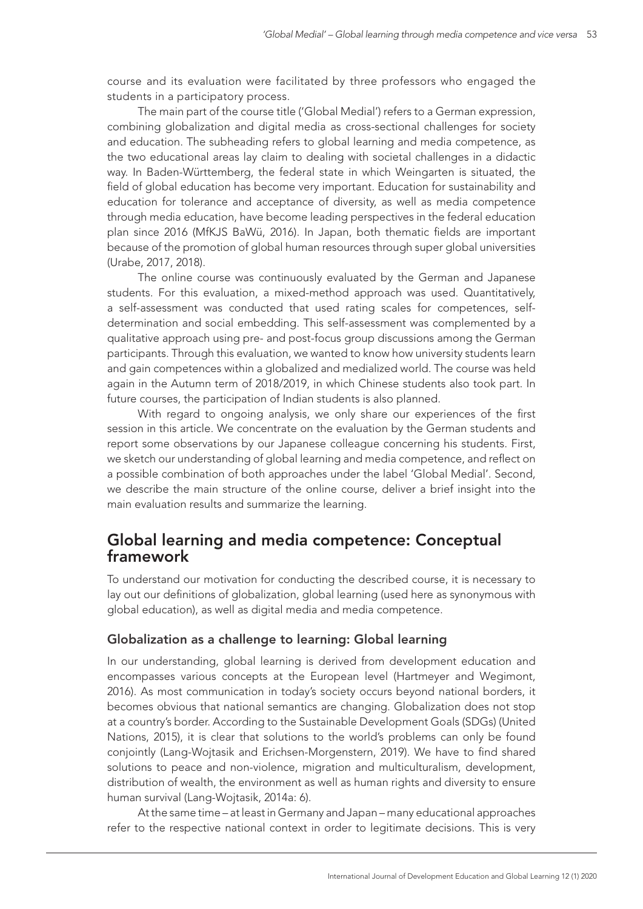course and its evaluation were facilitated by three professors who engaged the students in a participatory process.

The main part of the course title ('Global Medial') refers to a German expression, combining globalization and digital media as cross-sectional challenges for society and education. The subheading refers to global learning and media competence, as the two educational areas lay claim to dealing with societal challenges in a didactic way. In Baden-Württemberg, the federal state in which Weingarten is situated, the field of global education has become very important. Education for sustainability and education for tolerance and acceptance of diversity, as well as media competence through media education, have become leading perspectives in the federal education plan since 2016 (MfKJS BaWü, 2016). In Japan, both thematic fields are important because of the promotion of global human resources through super global universities (Urabe, 2017, 2018).

The online course was continuously evaluated by the German and Japanese students. For this evaluation, a mixed-method approach was used. Quantitatively, a self-assessment was conducted that used rating scales for competences, self-determination and social embedding. This self-assessment was complemented by a qualitative approach using pre- and post-focus group discussions among the German participants. Through this evaluation, we wanted to know how university students learn and gain competences within a globalized and medialized world. The course was held again in the Autumn term of 2018/2019, in which Chinese students also took part. In future courses, the participation of Indian students is also planned.

With regard to ongoing analysis, we only share our experiences of the first session in this article. We concentrate on the evaluation by the German students and report some observations by our Japanese colleague concerning his students. First, we sketch our understanding of global learning and media competence, and reflect on a possible combination of both approaches under the label 'Global Medial'. Second, we describe the main structure of the online course, deliver a brief insight into the main evaluation results and summarize the learning.

## Global learning and media competence: Conceptual framework

To understand our motivation for conducting the described course, it is necessary to lay out our definitions of globalization, global learning (used here as synonymous with global education), as well as digital media and media competence.

### Globalization as a challenge to learning: Global learning

In our understanding, global learning is derived from development education and encompasses various concepts at the European level (Hartmeyer and Wegimont, 2016). As most communication in today's society occurs beyond national borders, it becomes obvious that national semantics are changing. Globalization does not stop at a country's border. According to the Sustainable Development Goals (SDGs) (United Nations, 2015), it is clear that solutions to the world's problems can only be found conjointly (Lang-Wojtasik and Erichsen-Morgenstern, 2019). We have to find shared solutions to peace and non-violence, migration and multiculturalism, development, distribution of wealth, the environment as well as human rights and diversity to ensure human survival (Lang-Wojtasik, 2014a: 6).

At the same time – at least in Germany and Japan – many educational approaches refer to the respective national context in order to legitimate decisions. This is very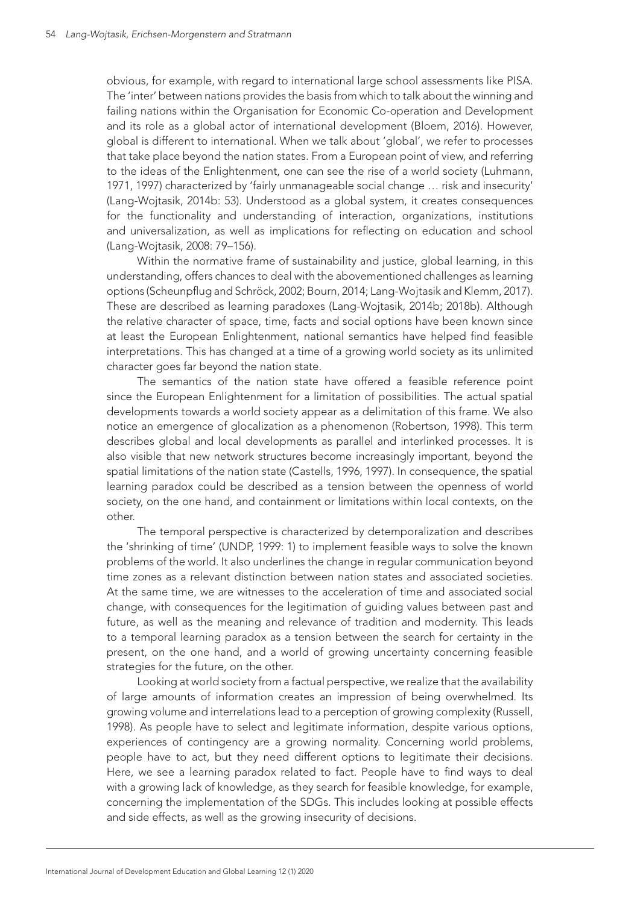obvious, for example, with regard to international large school assessments like PISA. The 'inter' between nations provides the basis from which to talk about the winning and failing nations within the Organisation for Economic Co-operation and Development and its role as a global actor of international development (Bloem, 2016). However, global is different to international. When we talk about 'global', we refer to processes that take place beyond the nation states. From a European point of view, and referring to the ideas of the Enlightenment, one can see the rise of a world society (Luhmann, 1971, 1997) characterized by 'fairly unmanageable social change … risk and insecurity' (Lang-Wojtasik, 2014b: 53). Understood as a global system, it creates consequences for the functionality and understanding of interaction, organizations, institutions and universalization, as well as implications for reflecting on education and school (Lang-Wojtasik, 2008: 79–156).

Within the normative frame of sustainability and justice, global learning, in this understanding, offers chances to deal with the abovementioned challenges as learning options (Scheunpflug and Schröck, 2002; Bourn, 2014; Lang-Wojtasik and Klemm, 2017). These are described as learning paradoxes (Lang-Wojtasik, 2014b; 2018b). Although the relative character of space, time, facts and social options have been known since at least the European Enlightenment, national semantics have helped find feasible interpretations. This has changed at a time of a growing world society as its unlimited character goes far beyond the nation state.

The semantics of the nation state have offered a feasible reference point since the European Enlightenment for a limitation of possibilities. The actual spatial developments towards a world society appear as a delimitation of this frame. We also notice an emergence of glocalization as a phenomenon (Robertson, 1998). This term describes global and local developments as parallel and interlinked processes. It is also visible that new network structures become increasingly important, beyond the spatial limitations of the nation state (Castells, 1996, 1997). In consequence, the spatial learning paradox could be described as a tension between the openness of world society, on the one hand, and containment or limitations within local contexts, on the other.

The temporal perspective is characterized by detemporalization and describes the 'shrinking of time' (UNDP, 1999: 1) to implement feasible ways to solve the known problems of the world. It also underlines the change in regular communication beyond time zones as a relevant distinction between nation states and associated societies. At the same time, we are witnesses to the acceleration of time and associated social change, with consequences for the legitimation of guiding values between past and future, as well as the meaning and relevance of tradition and modernity. This leads to a temporal learning paradox as a tension between the search for certainty in the present, on the one hand, and a world of growing uncertainty concerning feasible strategies for the future, on the other.

Looking at world society from a factual perspective, we realize that the availability of large amounts of information creates an impression of being overwhelmed. Its growing volume and interrelations lead to a perception of growing complexity (Russell, 1998). As people have to select and legitimate information, despite various options, experiences of contingency are a growing normality. Concerning world problems, people have to act, but they need different options to legitimate their decisions. Here, we see a learning paradox related to fact. People have to find ways to deal with a growing lack of knowledge, as they search for feasible knowledge, for example, concerning the implementation of the SDGs. This includes looking at possible effects and side effects, as well as the growing insecurity of decisions.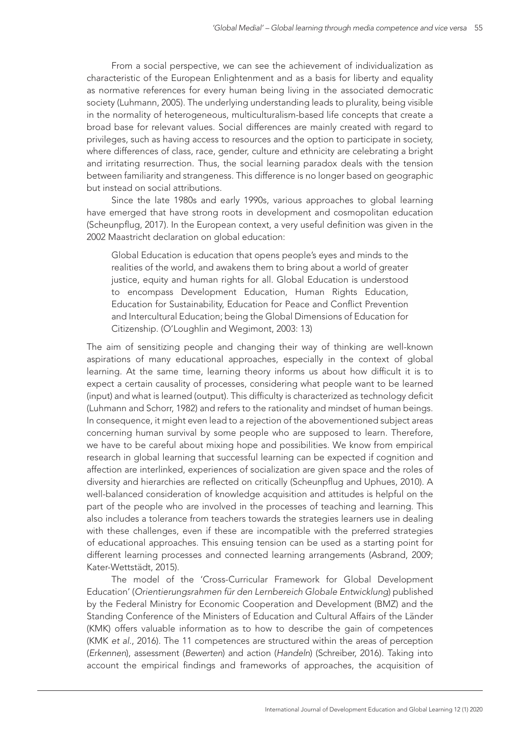From a social perspective, we can see the achievement of individualization as characteristic of the European Enlightenment and as a basis for liberty and equality as normative references for every human being living in the associated democratic society (Luhmann, 2005). The underlying understanding leads to plurality, being visible in the normality of heterogeneous, multiculturalism-based life concepts that create a broad base for relevant values. Social differences are mainly created with regard to privileges, such as having access to resources and the option to participate in society, where differences of class, race, gender, culture and ethnicity are celebrating a bright and irritating resurrection. Thus, the social learning paradox deals with the tension between familiarity and strangeness. This difference is no longer based on geographic but instead on social attributions.

Since the late 1980s and early 1990s, various approaches to global learning have emerged that have strong roots in development and cosmopolitan education (Scheunpflug, 2017). In the European context, a very useful definition was given in the 2002 Maastricht declaration on global education:

> Global Education is education that opens people's eyes and minds to the realities of the world, and awakens them to bring about a world of greater justice, equity and human rights for all. Global Education is understood to encompass Development Education, Human Rights Education, Education for Sustainability, Education for Peace and Conflict Prevention and Intercultural Education; being the Global Dimensions of Education for Citizenship. (O'Loughlin and Wegimont, 2003: 13)

The aim of sensitizing people and changing their way of thinking are well-known aspirations of many educational approaches, especially in the context of global learning. At the same time, learning theory informs us about how difficult it is to expect a certain causality of processes, considering what people want to be learned (input) and what is learned (output). This difficulty is characterized as technology deficit (Luhmann and Schorr, 1982) and refers to the rationality and mindset of human beings. In consequence, it might even lead to a rejection of the abovementioned subject areas concerning human survival by some people who are supposed to learn. Therefore, we have to be careful about mixing hope and possibilities. We know from empirical research in global learning that successful learning can be expected if cognition and affection are interlinked, experiences of socialization are given space and the roles of diversity and hierarchies are reflected on critically (Scheunpflug and Uphues, 2010). A well-balanced consideration of knowledge acquisition and attitudes is helpful on the part of the people who are involved in the processes of teaching and learning. This also includes a tolerance from teachers towards the strategies learners use in dealing with these challenges, even if these are incompatible with the preferred strategies of educational approaches. This ensuing tension can be used as a starting point for different learning processes and connected learning arrangements (Asbrand, 2009; Kater-Wettstädt, 2015).

The model of the 'Cross-Curricular Framework for Global Development Education' (*Orientierungsrahmen für den Lernbereich Globale Entwicklung*) published by the Federal Ministry for Economic Cooperation and Development (BMZ) and the Standing Conference of the Ministers of Education and Cultural Affairs of the Länder (KMK) offers valuable information as to how to describe the gain of competences (KMK *et al.*, 2016). The 11 competences are structured within the areas of perception (*Erkennen*), assessment (*Bewerten*) and action (*Handeln*) (Schreiber, 2016). Taking into account the empirical findings and frameworks of approaches, the acquisition of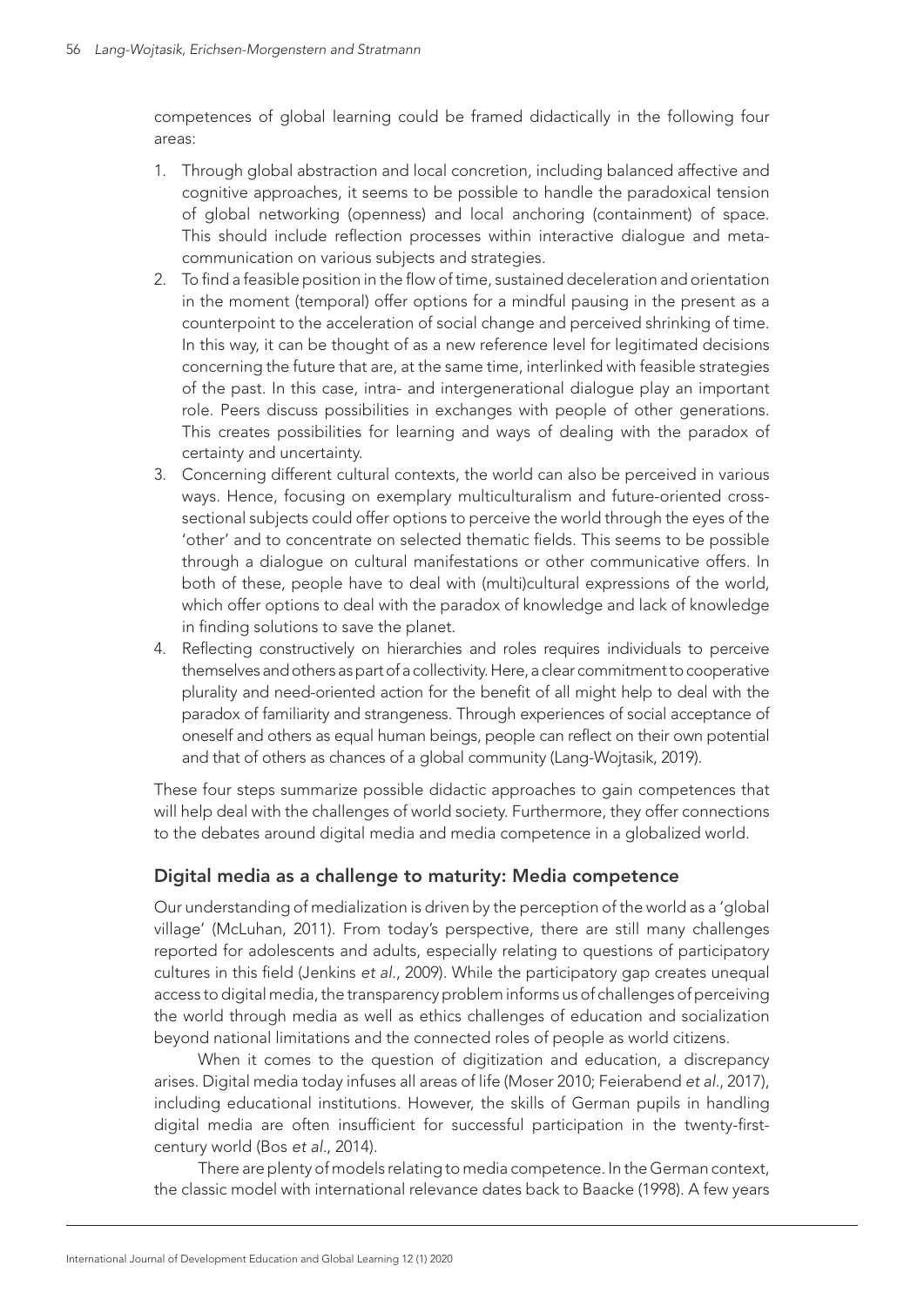competences of global learning could be framed didactically in the following four areas:

1. Through global abstraction and local concretion, including balanced affective and cognitive approaches, it seems to be possible to handle the paradoxical tension of global networking (openness) and local anchoring (containment) of space. This should include reflection processes within interactive dialogue and meta-communication on various subjects and strategies.
2. To find a feasible position in the flow of time, sustained deceleration and orientation in the moment (temporal) offer options for a mindful pausing in the present as a counterpoint to the acceleration of social change and perceived shrinking of time. In this way, it can be thought of as a new reference level for legitimated decisions concerning the future that are, at the same time, interlinked with feasible strategies of the past. In this case, intra- and intergenerational dialogue play an important role. Peers discuss possibilities in exchanges with people of other generations. This creates possibilities for learning and ways of dealing with the paradox of certainty and uncertainty.
3. Concerning different cultural contexts, the world can also be perceived in various ways. Hence, focusing on exemplary multiculturalism and future-oriented cross-sectional subjects could offer options to perceive the world through the eyes of the 'other' and to concentrate on selected thematic fields. This seems to be possible through a dialogue on cultural manifestations or other communicative offers. In both of these, people have to deal with (multi)cultural expressions of the world, which offer options to deal with the paradox of knowledge and lack of knowledge in finding solutions to save the planet.
4. Reflecting constructively on hierarchies and roles requires individuals to perceive themselves and others as part of a collectivity. Here, a clear commitment to cooperative plurality and need-oriented action for the benefit of all might help to deal with the paradox of familiarity and strangeness. Through experiences of social acceptance of oneself and others as equal human beings, people can reflect on their own potential and that of others as chances of a global community (Lang-Wojtasik, 2019).

These four steps summarize possible didactic approaches to gain competences that will help deal with the challenges of world society. Furthermore, they offer connections to the debates around digital media and media competence in a globalized world.

## Digital media as a challenge to maturity: Media competence

Our understanding of medialization is driven by the perception of the world as a 'global village' (McLuhan, 2011). From today's perspective, there are still many challenges reported for adolescents and adults, especially relating to questions of participatory cultures in this field (Jenkins *et al.*, 2009). While the participatory gap creates unequal access to digital media, the transparency problem informs us of challenges of perceiving the world through media as well as ethics challenges of education and socialization beyond national limitations and the connected roles of people as world citizens.

When it comes to the question of digitization and education, a discrepancy arises. Digital media today infuses all areas of life (Moser 2010; Feierabend *et al.*, 2017), including educational institutions. However, the skills of German pupils in handling digital media are often insufficient for successful participation in the twenty-first-century world (Bos *et al.*, 2014).

There are plenty of models relating to media competence. In the German context, the classic model with international relevance dates back to Baacke (1998). A few years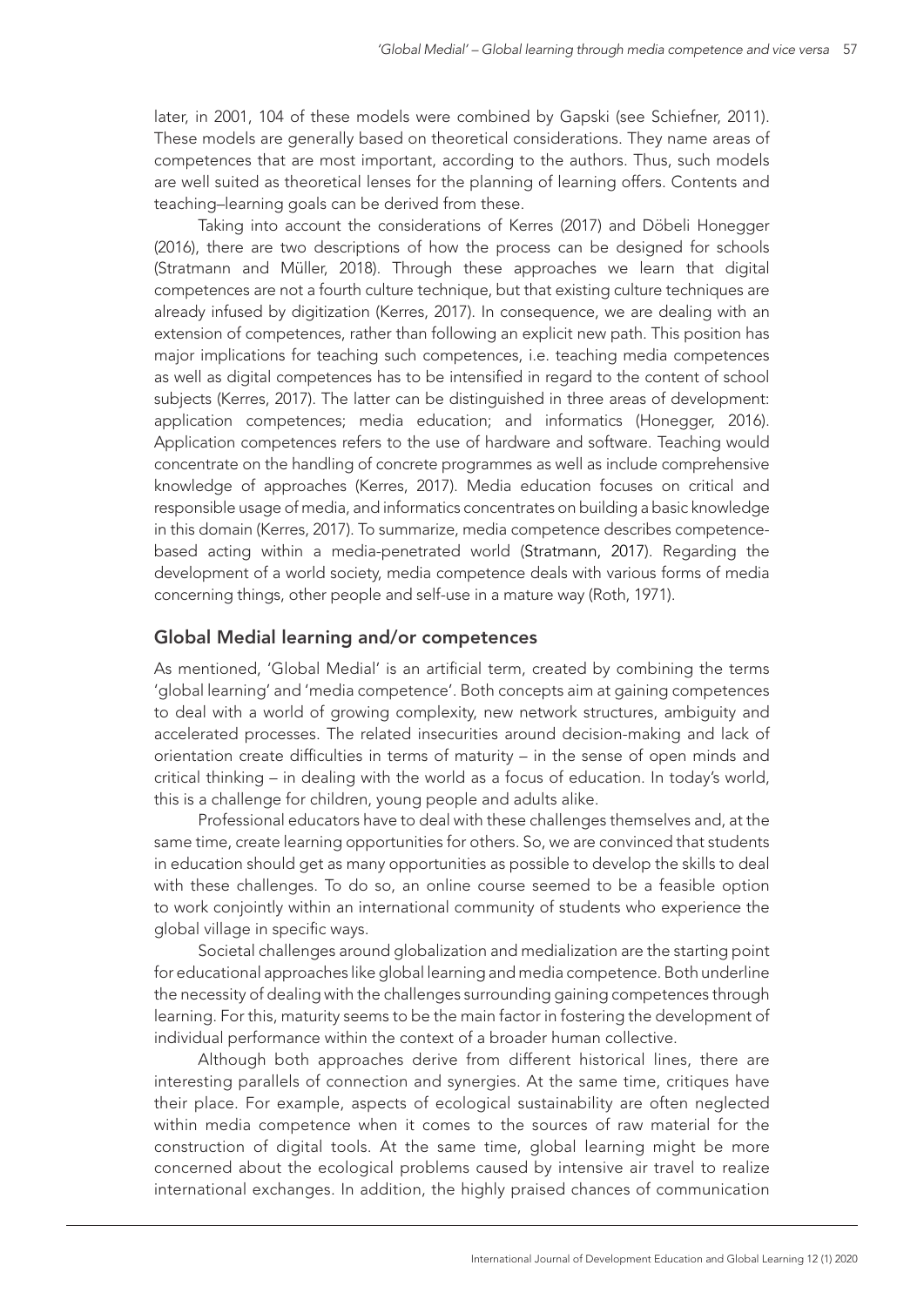later, in 2001, 104 of these models were combined by Gapski (see Schiefner, 2011). These models are generally based on theoretical considerations. They name areas of competences that are most important, according to the authors. Thus, such models are well suited as theoretical lenses for the planning of learning offers. Contents and teaching–learning goals can be derived from these.

Taking into account the considerations of Kerres (2017) and Döbeli Honegger (2016), there are two descriptions of how the process can be designed for schools (Stratmann and Müller, 2018). Through these approaches we learn that digital competences are not a fourth culture technique, but that existing culture techniques are already infused by digitization (Kerres, 2017). In consequence, we are dealing with an extension of competences, rather than following an explicit new path. This position has major implications for teaching such competences, i.e. teaching media competences as well as digital competences has to be intensified in regard to the content of school subjects (Kerres, 2017). The latter can be distinguished in three areas of development: application competences; media education; and informatics (Honegger, 2016). Application competences refers to the use of hardware and software. Teaching would concentrate on the handling of concrete programmes as well as include comprehensive knowledge of approaches (Kerres, 2017). Media education focuses on critical and responsible usage of media, and informatics concentrates on building a basic knowledge in this domain (Kerres, 2017). To summarize, media competence describes competence-based acting within a media-penetrated world (Stratmann, 2017). Regarding the development of a world society, media competence deals with various forms of media concerning things, other people and self-use in a mature way (Roth, 1971).

## Global Medial learning and/or competences

As mentioned, 'Global Medial' is an artificial term, created by combining the terms 'global learning' and 'media competence'. Both concepts aim at gaining competences to deal with a world of growing complexity, new network structures, ambiguity and accelerated processes. The related insecurities around decision-making and lack of orientation create difficulties in terms of maturity – in the sense of open minds and critical thinking – in dealing with the world as a focus of education. In today's world, this is a challenge for children, young people and adults alike.

Professional educators have to deal with these challenges themselves and, at the same time, create learning opportunities for others. So, we are convinced that students in education should get as many opportunities as possible to develop the skills to deal with these challenges. To do so, an online course seemed to be a feasible option to work conjointly within an international community of students who experience the global village in specific ways.

Societal challenges around globalization and medialization are the starting point for educational approaches like global learning and media competence. Both underline the necessity of dealing with the challenges surrounding gaining competences through learning. For this, maturity seems to be the main factor in fostering the development of individual performance within the context of a broader human collective.

Although both approaches derive from different historical lines, there are interesting parallels of connection and synergies. At the same time, critiques have their place. For example, aspects of ecological sustainability are often neglected within media competence when it comes to the sources of raw material for the construction of digital tools. At the same time, global learning might be more concerned about the ecological problems caused by intensive air travel to realize international exchanges. In addition, the highly praised chances of communication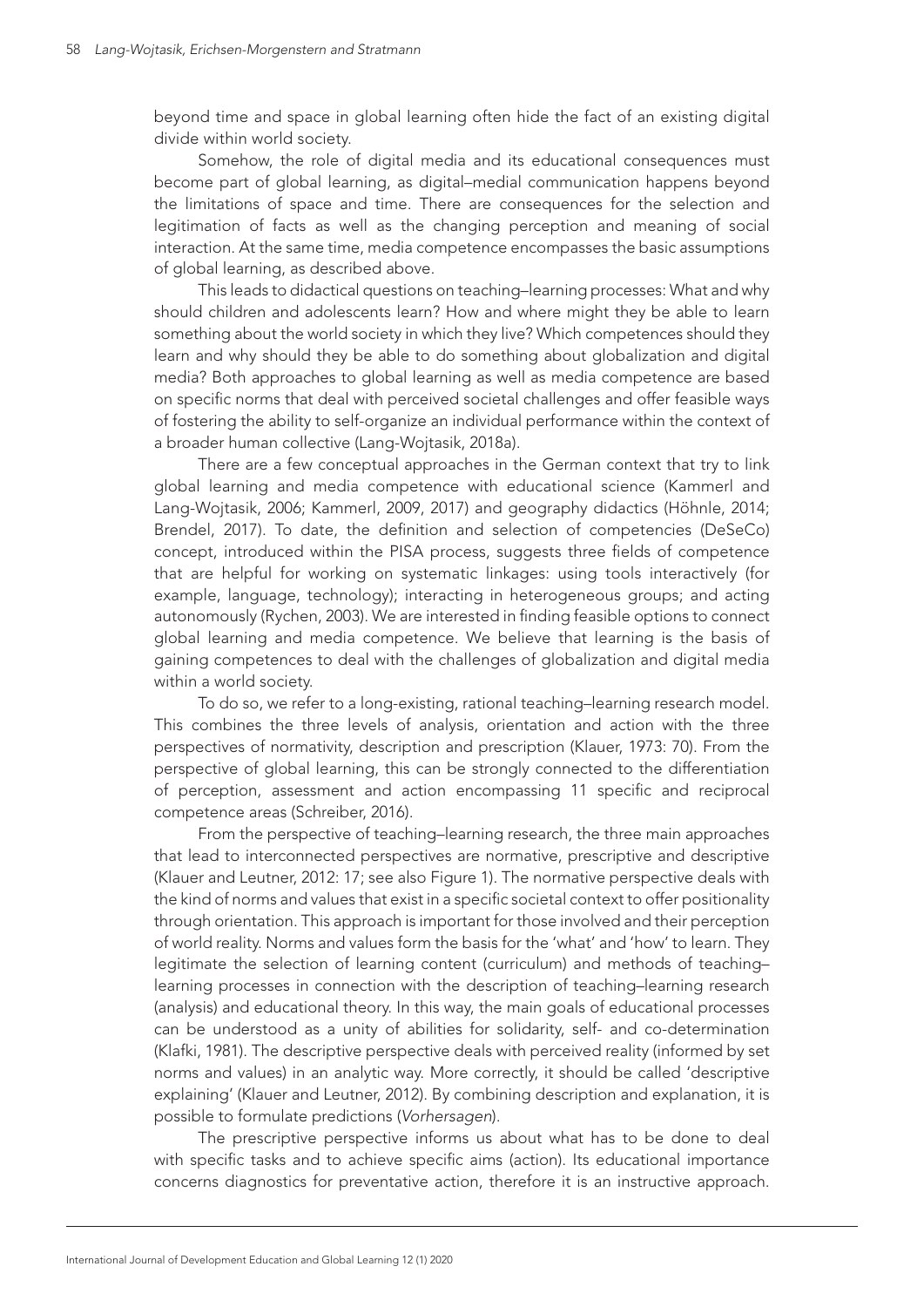beyond time and space in global learning often hide the fact of an existing digital divide within world society.

Somehow, the role of digital media and its educational consequences must become part of global learning, as digital–medial communication happens beyond the limitations of space and time. There are consequences for the selection and legitimation of facts as well as the changing perception and meaning of social interaction. At the same time, media competence encompasses the basic assumptions of global learning, as described above.

This leads to didactical questions on teaching–learning processes: What and why should children and adolescents learn? How and where might they be able to learn something about the world society in which they live? Which competences should they learn and why should they be able to do something about globalization and digital media? Both approaches to global learning as well as media competence are based on specific norms that deal with perceived societal challenges and offer feasible ways of fostering the ability to self-organize an individual performance within the context of a broader human collective (Lang-Wojtasik, 2018a).

There are a few conceptual approaches in the German context that try to link global learning and media competence with educational science (Kammerl and Lang-Wojtasik, 2006; Kammerl, 2009, 2017) and geography didactics (Höhnle, 2014; Brendel, 2017). To date, the definition and selection of competencies (DeSeCo) concept, introduced within the PISA process, suggests three fields of competence that are helpful for working on systematic linkages: using tools interactively (for example, language, technology); interacting in heterogeneous groups; and acting autonomously (Rychen, 2003). We are interested in finding feasible options to connect global learning and media competence. We believe that learning is the basis of gaining competences to deal with the challenges of globalization and digital media within a world society.

To do so, we refer to a long-existing, rational teaching–learning research model. This combines the three levels of analysis, orientation and action with the three perspectives of normativity, description and prescription (Klauer, 1973: 70). From the perspective of global learning, this can be strongly connected to the differentiation of perception, assessment and action encompassing 11 specific and reciprocal competence areas (Schreiber, 2016).

From the perspective of teaching–learning research, the three main approaches that lead to interconnected perspectives are normative, prescriptive and descriptive (Klauer and Leutner, 2012: 17; see also Figure 1). The normative perspective deals with the kind of norms and values that exist in a specific societal context to offer positionality through orientation. This approach is important for those involved and their perception of world reality. Norms and values form the basis for the 'what' and 'how' to learn. They legitimate the selection of learning content (curriculum) and methods of teaching–learning processes in connection with the description of teaching–learning research (analysis) and educational theory. In this way, the main goals of educational processes can be understood as a unity of abilities for solidarity, self- and co-determination (Klafki, 1981). The descriptive perspective deals with perceived reality (informed by set norms and values) in an analytic way. More correctly, it should be called 'descriptive explaining' (Klauer and Leutner, 2012). By combining description and explanation, it is possible to formulate predictions (*Vorhersagen*).

The prescriptive perspective informs us about what has to be done to deal with specific tasks and to achieve specific aims (action). Its educational importance concerns diagnostics for preventative action, therefore it is an instructive approach.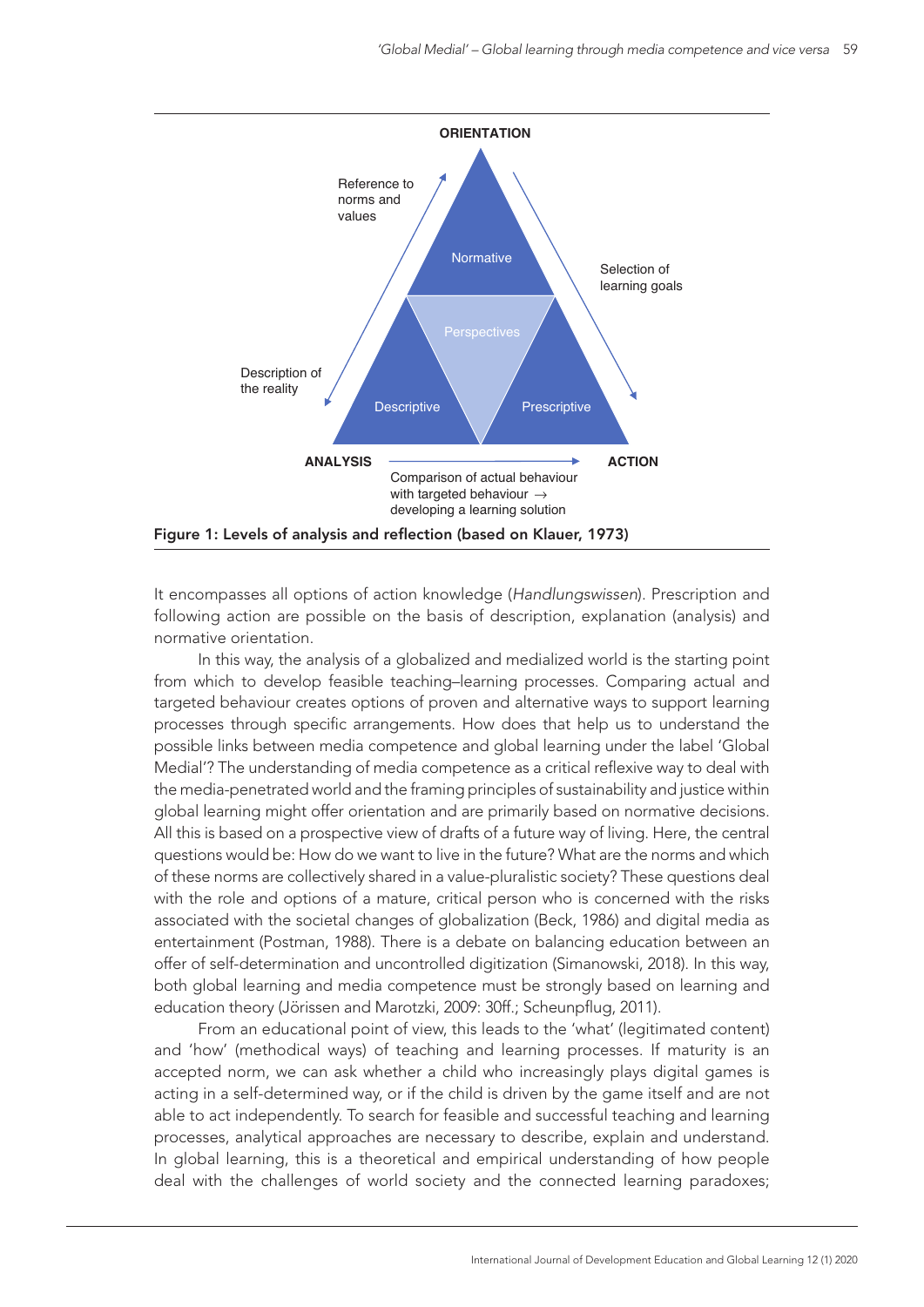**Figure 1: Levels of analysis and reflection (based on Klauer, 1973)**

It encompasses all options of action knowledge (*Handlungswissen*). Prescription and following action are possible on the basis of description, explanation (analysis) and normative orientation.

In this way, the analysis of a globalized and medialized world is the starting point from which to develop feasible teaching–learning processes. Comparing actual and targeted behaviour creates options of proven and alternative ways to support learning processes through specific arrangements. How does that help us to understand the possible links between media competence and global learning under the label 'Global Medial'? The understanding of media competence as a critical reflexive way to deal with the media-penetrated world and the framing principles of sustainability and justice within global learning might offer orientation and are primarily based on normative decisions. All this is based on a prospective view of drafts of a future way of living. Here, the central questions would be: How do we want to live in the future? What are the norms and which of these norms are collectively shared in a value-pluralistic society? These questions deal with the role and options of a mature, critical person who is concerned with the risks associated with the societal changes of globalization (Beck, 1986) and digital media as entertainment (Postman, 1988). There is a debate on balancing education between an offer of self-determination and uncontrolled digitization (Simanowski, 2018). In this way, both global learning and media competence must be strongly based on learning and education theory (Jörissen and Marotzki, 2009: 30ff.; Scheunpflug, 2011).

From an educational point of view, this leads to the 'what' (legitimated content) and 'how' (methodical ways) of teaching and learning processes. If maturity is an accepted norm, we can ask whether a child who increasingly plays digital games is acting in a self-determined way, or if the child is driven by the game itself and are not able to act independently. To search for feasible and successful teaching and learning processes, analytical approaches are necessary to describe, explain and understand. In global learning, this is a theoretical and empirical understanding of how people deal with the challenges of world society and the connected learning paradoxes;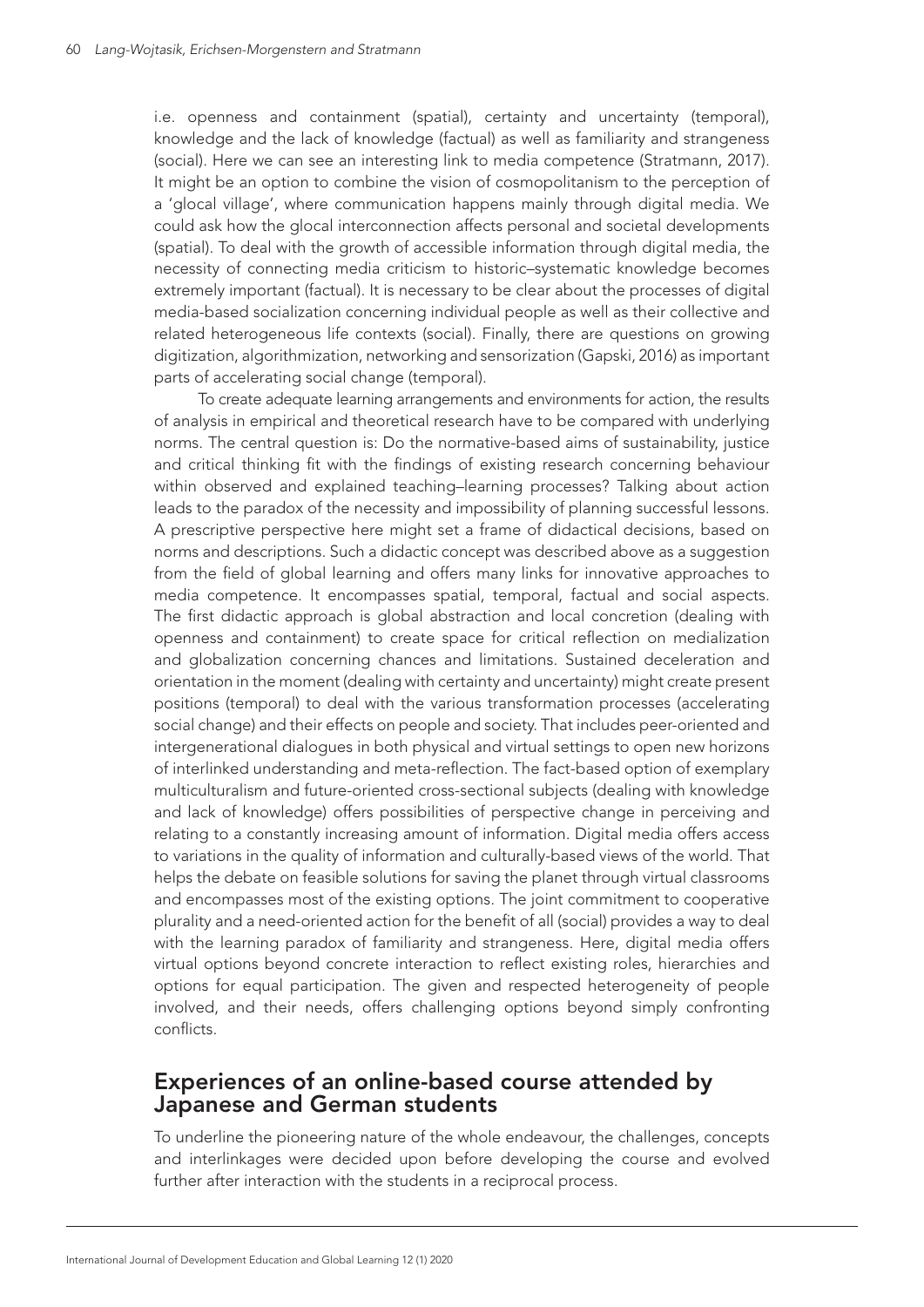i.e. openness and containment (spatial), certainty and uncertainty (temporal), knowledge and the lack of knowledge (factual) as well as familiarity and strangeness (social). Here we can see an interesting link to media competence (Stratmann, 2017). It might be an option to combine the vision of cosmopolitanism to the perception of a 'glocal village', where communication happens mainly through digital media. We could ask how the glocal interconnection affects personal and societal developments (spatial). To deal with the growth of accessible information through digital media, the necessity of connecting media criticism to historic–systematic knowledge becomes extremely important (factual). It is necessary to be clear about the processes of digital media-based socialization concerning individual people as well as their collective and related heterogeneous life contexts (social). Finally, there are questions on growing digitization, algorithmization, networking and sensorization (Gapski, 2016) as important parts of accelerating social change (temporal).

To create adequate learning arrangements and environments for action, the results of analysis in empirical and theoretical research have to be compared with underlying norms. The central question is: Do the normative-based aims of sustainability, justice and critical thinking fit with the findings of existing research concerning behaviour within observed and explained teaching–learning processes? Talking about action leads to the paradox of the necessity and impossibility of planning successful lessons. A prescriptive perspective here might set a frame of didactical decisions, based on norms and descriptions. Such a didactic concept was described above as a suggestion from the field of global learning and offers many links for innovative approaches to media competence. It encompasses spatial, temporal, factual and social aspects. The first didactic approach is global abstraction and local concretion (dealing with openness and containment) to create space for critical reflection on medialization and globalization concerning chances and limitations. Sustained deceleration and orientation in the moment (dealing with certainty and uncertainty) might create present positions (temporal) to deal with the various transformation processes (accelerating social change) and their effects on people and society. That includes peer-oriented and intergenerational dialogues in both physical and virtual settings to open new horizons of interlinked understanding and meta-reflection. The fact-based option of exemplary multiculturalism and future-oriented cross-sectional subjects (dealing with knowledge and lack of knowledge) offers possibilities of perspective change in perceiving and relating to a constantly increasing amount of information. Digital media offers access to variations in the quality of information and culturally-based views of the world. That helps the debate on feasible solutions for saving the planet through virtual classrooms and encompasses most of the existing options. The joint commitment to cooperative plurality and a need-oriented action for the benefit of all (social) provides a way to deal with the learning paradox of familiarity and strangeness. Here, digital media offers virtual options beyond concrete interaction to reflect existing roles, hierarchies and options for equal participation. The given and respected heterogeneity of people involved, and their needs, offers challenging options beyond simply confronting conflicts.

## Experiences of an online-based course attended by Japanese and German students

To underline the pioneering nature of the whole endeavour, the challenges, concepts and interlinkages were decided upon before developing the course and evolved further after interaction with the students in a reciprocal process.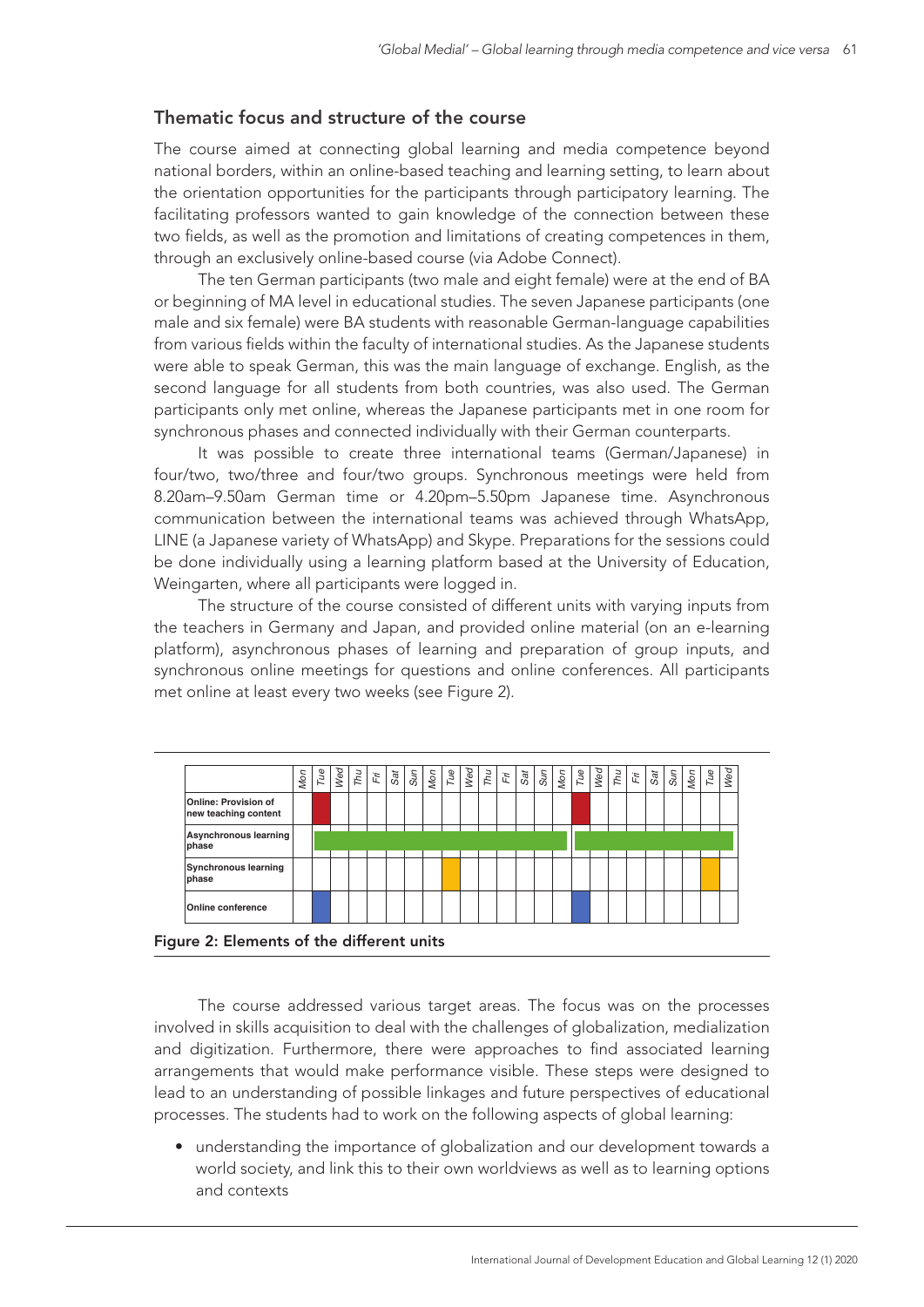## Thematic focus and structure of the course

The course aimed at connecting global learning and media competence beyond national borders, within an online-based teaching and learning setting, to learn about the orientation opportunities for the participants through participatory learning. The facilitating professors wanted to gain knowledge of the connection between these two fields, as well as the promotion and limitations of creating competences in them, through an exclusively online-based course (via Adobe Connect).

The ten German participants (two male and eight female) were at the end of BA or beginning of MA level in educational studies. The seven Japanese participants (one male and six female) were BA students with reasonable German-language capabilities from various fields within the faculty of international studies. As the Japanese students were able to speak German, this was the main language of exchange. English, as the second language for all students from both countries, was also used. The German participants only met online, whereas the Japanese participants met in one room for synchronous phases and connected individually with their German counterparts.

It was possible to create three international teams (German/Japanese) in four/two, two/three and four/two groups. Synchronous meetings were held from 8.20am–9.50am German time or 4.20pm–5.50pm Japanese time. Asynchronous communication between the international teams was achieved through WhatsApp, LINE (a Japanese variety of WhatsApp) and Skype. Preparations for the sessions could be done individually using a learning platform based at the University of Education, Weingarten, where all participants were logged in.

The structure of the course consisted of different units with varying inputs from the teachers in Germany and Japan, and provided online material (on an e-learning platform), asynchronous phases of learning and preparation of group inputs, and synchronous online meetings for questions and online conferences. All participants met online at least every two weeks (see Figure 2).

| | *Mon* | *Tue* | *Wed* | *Thu* | *Fri* | *Sat* | *Sun* | *Mon* | *Tue* | *Wed* | *Thu* | *Fri* | *Sat* | *Sun* | *Mon* | *Tue* | *Wed* | *Thu* | *Fri* | *Sat* | *Sun* | *Mon* | *Tue* | *Wed* |
|---|---|---|---|---|---|---|---|---|---|---|---|---|---|---|---|---|---|---|---|---|---|---|---|---|
| **Online: Provision of new teaching content** | | ■ | | | | | | | | | | | | | | ■ | | | | | | | | |
| **Asynchronous learning phase** | | ■ | ■ | ■ | ■ | ■ | ■ | ■ | ■ | ■ | ■ | ■ | ■ | ■ | ■ | ■ | ■ | ■ | ■ | ■ | ■ | ■ | ■ | ■ |
| **Synchronous learning phase** | | | | | | | | | ■ | | | | | | | | | | | | | | ■ | |
| **Online conference** | | ■ | | | | | | | | | | | | | | ■ | | | | | | | | |

**Figure 2: Elements of the different units**

The course addressed various target areas. The focus was on the processes involved in skills acquisition to deal with the challenges of globalization, medialization and digitization. Furthermore, there were approaches to find associated learning arrangements that would make performance visible. These steps were designed to lead to an understanding of possible linkages and future perspectives of educational processes. The students had to work on the following aspects of global learning:

- understanding the importance of globalization and our development towards a world society, and link this to their own worldviews as well as to learning options and contexts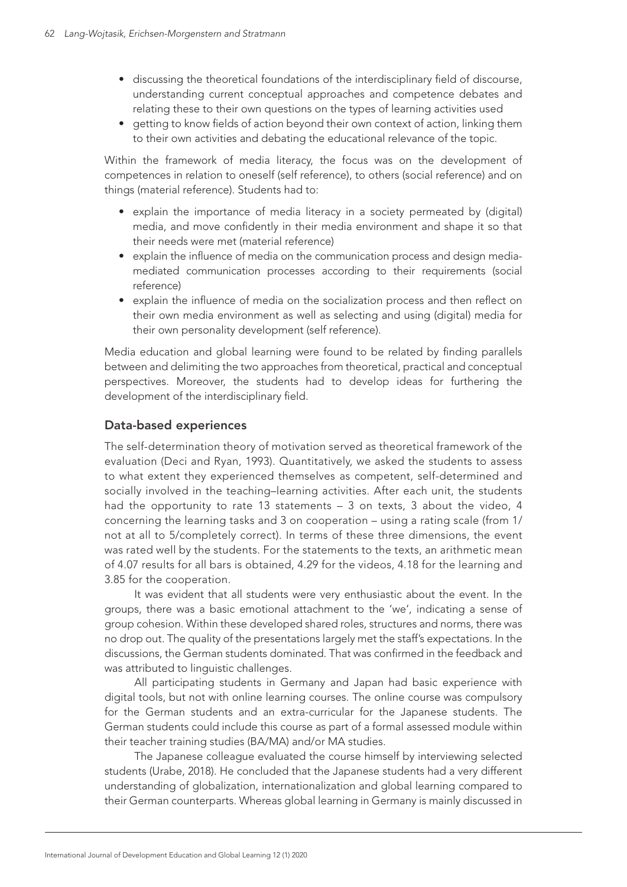- discussing the theoretical foundations of the interdisciplinary field of discourse, understanding current conceptual approaches and competence debates and relating these to their own questions on the types of learning activities used
- getting to know fields of action beyond their own context of action, linking them to their own activities and debating the educational relevance of the topic.

Within the framework of media literacy, the focus was on the development of competences in relation to oneself (self reference), to others (social reference) and on things (material reference). Students had to:

- explain the importance of media literacy in a society permeated by (digital) media, and move confidently in their media environment and shape it so that their needs were met (material reference)
- explain the influence of media on the communication process and design media-mediated communication processes according to their requirements (social reference)
- explain the influence of media on the socialization process and then reflect on their own media environment as well as selecting and using (digital) media for their own personality development (self reference).

Media education and global learning were found to be related by finding parallels between and delimiting the two approaches from theoretical, practical and conceptual perspectives. Moreover, the students had to develop ideas for furthering the development of the interdisciplinary field.

## Data-based experiences

The self-determination theory of motivation served as theoretical framework of the evaluation (Deci and Ryan, 1993). Quantitatively, we asked the students to assess to what extent they experienced themselves as competent, self-determined and socially involved in the teaching–learning activities. After each unit, the students had the opportunity to rate 13 statements – 3 on texts, 3 about the video, 4 concerning the learning tasks and 3 on cooperation – using a rating scale (from 1/ not at all to 5/completely correct). In terms of these three dimensions, the event was rated well by the students. For the statements to the texts, an arithmetic mean of 4.07 results for all bars is obtained, 4.29 for the videos, 4.18 for the learning and 3.85 for the cooperation.

It was evident that all students were very enthusiastic about the event. In the groups, there was a basic emotional attachment to the 'we', indicating a sense of group cohesion. Within these developed shared roles, structures and norms, there was no drop out. The quality of the presentations largely met the staff's expectations. In the discussions, the German students dominated. That was confirmed in the feedback and was attributed to linguistic challenges.

All participating students in Germany and Japan had basic experience with digital tools, but not with online learning courses. The online course was compulsory for the German students and an extra-curricular for the Japanese students. The German students could include this course as part of a formal assessed module within their teacher training studies (BA/MA) and/or MA studies.

The Japanese colleague evaluated the course himself by interviewing selected students (Urabe, 2018). He concluded that the Japanese students had a very different understanding of globalization, internationalization and global learning compared to their German counterparts. Whereas global learning in Germany is mainly discussed in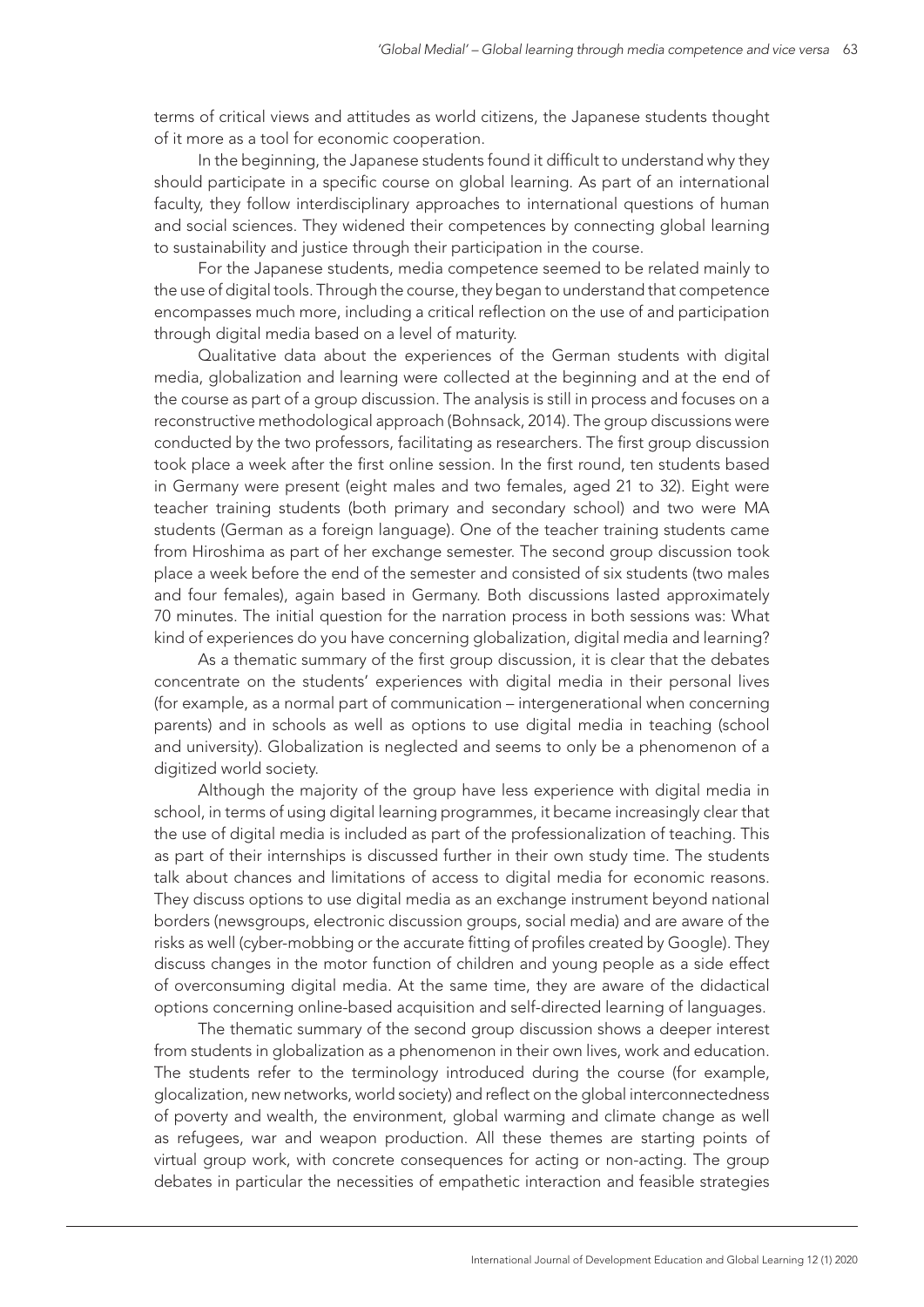terms of critical views and attitudes as world citizens, the Japanese students thought of it more as a tool for economic cooperation.

In the beginning, the Japanese students found it difficult to understand why they should participate in a specific course on global learning. As part of an international faculty, they follow interdisciplinary approaches to international questions of human and social sciences. They widened their competences by connecting global learning to sustainability and justice through their participation in the course.

For the Japanese students, media competence seemed to be related mainly to the use of digital tools. Through the course, they began to understand that competence encompasses much more, including a critical reflection on the use of and participation through digital media based on a level of maturity.

Qualitative data about the experiences of the German students with digital media, globalization and learning were collected at the beginning and at the end of the course as part of a group discussion. The analysis is still in process and focuses on a reconstructive methodological approach (Bohnsack, 2014). The group discussions were conducted by the two professors, facilitating as researchers. The first group discussion took place a week after the first online session. In the first round, ten students based in Germany were present (eight males and two females, aged 21 to 32). Eight were teacher training students (both primary and secondary school) and two were MA students (German as a foreign language). One of the teacher training students came from Hiroshima as part of her exchange semester. The second group discussion took place a week before the end of the semester and consisted of six students (two males and four females), again based in Germany. Both discussions lasted approximately 70 minutes. The initial question for the narration process in both sessions was: What kind of experiences do you have concerning globalization, digital media and learning?

As a thematic summary of the first group discussion, it is clear that the debates concentrate on the students' experiences with digital media in their personal lives (for example, as a normal part of communication – intergenerational when concerning parents) and in schools as well as options to use digital media in teaching (school and university). Globalization is neglected and seems to only be a phenomenon of a digitized world society.

Although the majority of the group have less experience with digital media in school, in terms of using digital learning programmes, it became increasingly clear that the use of digital media is included as part of the professionalization of teaching. This as part of their internships is discussed further in their own study time. The students talk about chances and limitations of access to digital media for economic reasons. They discuss options to use digital media as an exchange instrument beyond national borders (newsgroups, electronic discussion groups, social media) and are aware of the risks as well (cyber-mobbing or the accurate fitting of profiles created by Google). They discuss changes in the motor function of children and young people as a side effect of overconsuming digital media. At the same time, they are aware of the didactical options concerning online-based acquisition and self-directed learning of languages.

The thematic summary of the second group discussion shows a deeper interest from students in globalization as a phenomenon in their own lives, work and education. The students refer to the terminology introduced during the course (for example, glocalization, new networks, world society) and reflect on the global interconnectedness of poverty and wealth, the environment, global warming and climate change as well as refugees, war and weapon production. All these themes are starting points of virtual group work, with concrete consequences for acting or non-acting. The group debates in particular the necessities of empathetic interaction and feasible strategies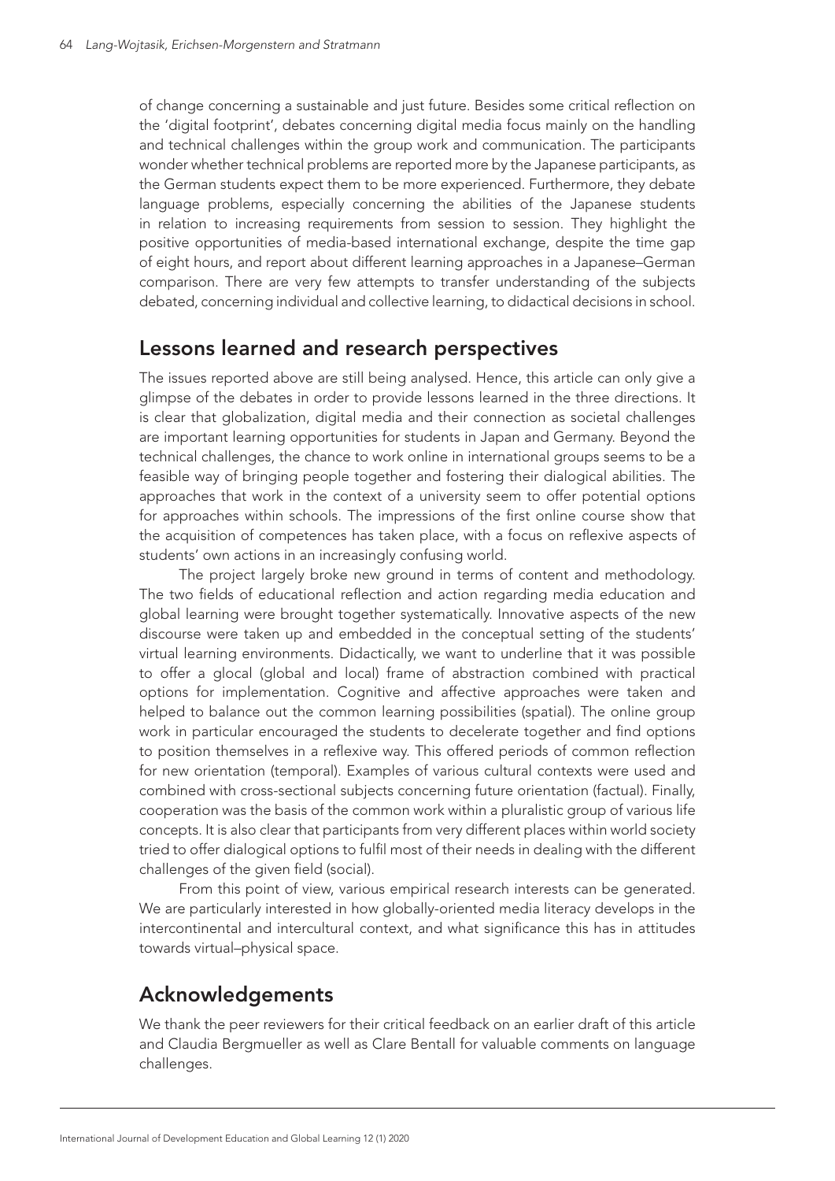of change concerning a sustainable and just future. Besides some critical reflection on the 'digital footprint', debates concerning digital media focus mainly on the handling and technical challenges within the group work and communication. The participants wonder whether technical problems are reported more by the Japanese participants, as the German students expect them to be more experienced. Furthermore, they debate language problems, especially concerning the abilities of the Japanese students in relation to increasing requirements from session to session. They highlight the positive opportunities of media-based international exchange, despite the time gap of eight hours, and report about different learning approaches in a Japanese–German comparison. There are very few attempts to transfer understanding of the subjects debated, concerning individual and collective learning, to didactical decisions in school.

## Lessons learned and research perspectives

The issues reported above are still being analysed. Hence, this article can only give a glimpse of the debates in order to provide lessons learned in the three directions. It is clear that globalization, digital media and their connection as societal challenges are important learning opportunities for students in Japan and Germany. Beyond the technical challenges, the chance to work online in international groups seems to be a feasible way of bringing people together and fostering their dialogical abilities. The approaches that work in the context of a university seem to offer potential options for approaches within schools. The impressions of the first online course show that the acquisition of competences has taken place, with a focus on reflexive aspects of students' own actions in an increasingly confusing world.

The project largely broke new ground in terms of content and methodology. The two fields of educational reflection and action regarding media education and global learning were brought together systematically. Innovative aspects of the new discourse were taken up and embedded in the conceptual setting of the students' virtual learning environments. Didactically, we want to underline that it was possible to offer a glocal (global and local) frame of abstraction combined with practical options for implementation. Cognitive and affective approaches were taken and helped to balance out the common learning possibilities (spatial). The online group work in particular encouraged the students to decelerate together and find options to position themselves in a reflexive way. This offered periods of common reflection for new orientation (temporal). Examples of various cultural contexts were used and combined with cross-sectional subjects concerning future orientation (factual). Finally, cooperation was the basis of the common work within a pluralistic group of various life concepts. It is also clear that participants from very different places within world society tried to offer dialogical options to fulfil most of their needs in dealing with the different challenges of the given field (social).

From this point of view, various empirical research interests can be generated. We are particularly interested in how globally-oriented media literacy develops in the intercontinental and intercultural context, and what significance this has in attitudes towards virtual–physical space.

## Acknowledgements

We thank the peer reviewers for their critical feedback on an earlier draft of this article and Claudia Bergmueller as well as Clare Bentall for valuable comments on language challenges.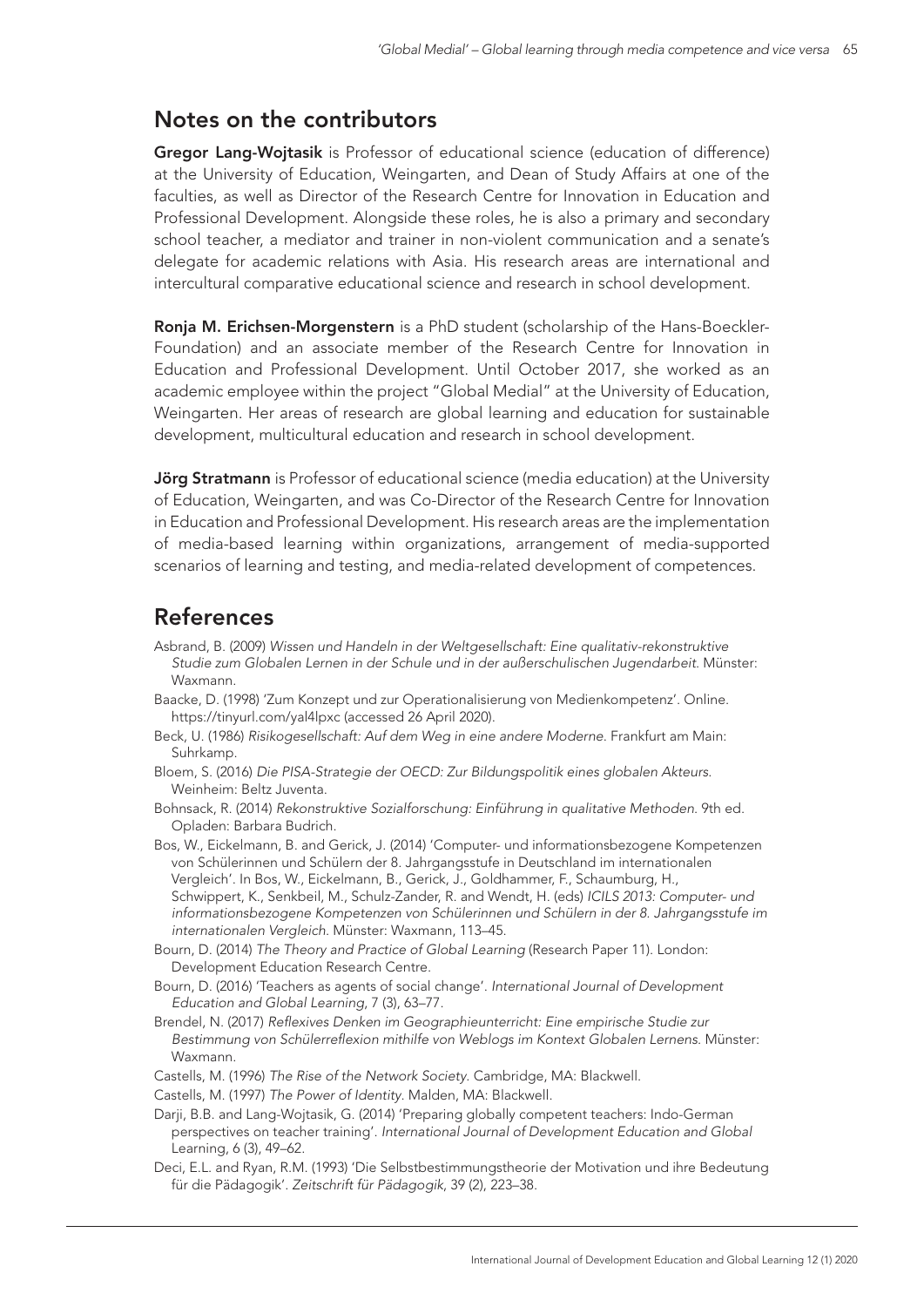## Notes on the contributors

**Gregor Lang-Wojtasik** is Professor of educational science (education of difference) at the University of Education, Weingarten, and Dean of Study Affairs at one of the faculties, as well as Director of the Research Centre for Innovation in Education and Professional Development. Alongside these roles, he is also a primary and secondary school teacher, a mediator and trainer in non-violent communication and a senate's delegate for academic relations with Asia. His research areas are international and intercultural comparative educational science and research in school development.

**Ronja M. Erichsen-Morgenstern** is a PhD student (scholarship of the Hans-Boeckler-Foundation) and an associate member of the Research Centre for Innovation in Education and Professional Development. Until October 2017, she worked as an academic employee within the project "Global Medial" at the University of Education, Weingarten. Her areas of research are global learning and education for sustainable development, multicultural education and research in school development.

**Jörg Stratmann** is Professor of educational science (media education) at the University of Education, Weingarten, and was Co-Director of the Research Centre for Innovation in Education and Professional Development. His research areas are the implementation of media-based learning within organizations, arrangement of media-supported scenarios of learning and testing, and media-related development of competences.

## References

Asbrand, B. (2009) *Wissen und Handeln in der Weltgesellschaft: Eine qualitativ-rekonstruktive Studie zum Globalen Lernen in der Schule und in der außerschulischen Jugendarbeit*. Münster: Waxmann.

Baacke, D. (1998) 'Zum Konzept und zur Operationalisierung von Medienkompetenz'. Online. https://tinyurl.com/yal4lpxc (accessed 26 April 2020).

Beck, U. (1986) *Risikogesellschaft: Auf dem Weg in eine andere Moderne*. Frankfurt am Main: Suhrkamp.

Bloem, S. (2016) *Die PISA-Strategie der OECD: Zur Bildungspolitik eines globalen Akteurs*. Weinheim: Beltz Juventa.

Bohnsack, R. (2014) *Rekonstruktive Sozialforschung: Einführung in qualitative Methoden*. 9th ed. Opladen: Barbara Budrich.

Bos, W., Eickelmann, B. and Gerick, J. (2014) 'Computer- und informationsbezogene Kompetenzen von Schülerinnen und Schülern der 8. Jahrgangsstufe in Deutschland im internationalen Vergleich'. In Bos, W., Eickelmann, B., Gerick, J., Goldhammer, F., Schaumburg, H., Schwippert, K., Senkbeil, M., Schulz-Zander, R. and Wendt, H. (eds) *ICILS 2013: Computer- und informationsbezogene Kompetenzen von Schülerinnen und Schülern in der 8. Jahrgangsstufe im internationalen Vergleich*. Münster: Waxmann, 113–45.

Bourn, D. (2014) *The Theory and Practice of Global Learning* (Research Paper 11). London: Development Education Research Centre.

Bourn, D. (2016) 'Teachers as agents of social change'. *International Journal of Development Education and Global Learning*, 7 (3), 63–77.

Brendel, N. (2017) *Reflexives Denken im Geographieunterricht: Eine empirische Studie zur Bestimmung von Schülerreflexion mithilfe von Weblogs im Kontext Globalen Lernens*. Münster: Waxmann.

Castells, M. (1996) *The Rise of the Network Society*. Cambridge, MA: Blackwell.

Castells, M. (1997) *The Power of Identity*. Malden, MA: Blackwell.

Darji, B.B. and Lang-Wojtasik, G. (2014) 'Preparing globally competent teachers: Indo-German perspectives on teacher training'. *International Journal of Development Education and Global* Learning, 6 (3), 49–62.

Deci, E.L. and Ryan, R.M. (1993) 'Die Selbstbestimmungstheorie der Motivation und ihre Bedeutung für die Pädagogik'. *Zeitschrift für Pädagogik*, 39 (2), 223–38.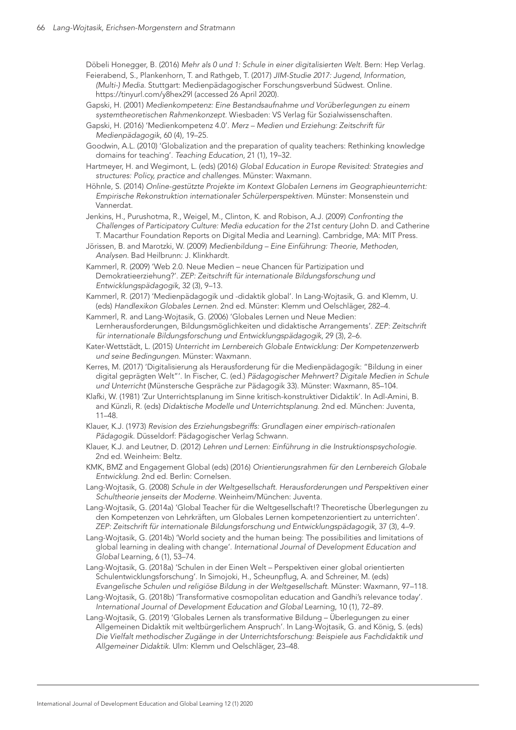Döbeli Honegger, B. (2016) *Mehr als 0 und 1: Schule in einer digitalisierten Welt*. Bern: Hep Verlag.

Feierabend, S., Plankenhorn, T. and Rathgeb, T. (2017) *JIM-Studie 2017: Jugend, Information, (Multi-) Media*. Stuttgart: Medienpädagogischer Forschungsverbund Südwest. Online. https://tinyurl.com/y8hex29l (accessed 26 April 2020).

Gapski, H. (2001) *Medienkompetenz: Eine Bestandsaufnahme und Vorüberlegungen zu einem systemtheoretischen Rahmenkonzept*. Wiesbaden: VS Verlag für Sozialwissenschaften.

Gapski, H. (2016) 'Medienkompetenz 4.0'. *Merz – Medien und Erziehung: Zeitschrift für Medienpädagogik*, 60 (4), 19–25.

Goodwin, A.L. (2010) 'Globalization and the preparation of quality teachers: Rethinking knowledge domains for teaching'. *Teaching Education*, 21 (1), 19–32.

Hartmeyer, H. and Wegimont, L. (eds) (2016) *Global Education in Europe Revisited: Strategies and structures: Policy, practice and challenges*. Münster: Waxmann.

Höhnle, S. (2014) *Online-gestützte Projekte im Kontext Globalen Lernens im Geographieunterricht: Empirische Rekonstruktion internationaler Schülerperspektiven*. Münster: Monsenstein und Vannerdat.

Jenkins, H., Purushotma, R., Weigel, M., Clinton, K. and Robison, A.J. (2009) *Confronting the Challenges of Participatory Culture: Media education for the 21st century* (John D. and Catherine T. Macarthur Foundation Reports on Digital Media and Learning). Cambridge, MA: MIT Press.

Jörissen, B. and Marotzki, W. (2009) *Medienbildung – Eine Einführung: Theorie, Methoden, Analysen*. Bad Heilbrunn: J. Klinkhardt.

Kammerl, R. (2009) 'Web 2.0. Neue Medien – neue Chancen für Partizipation und Demokratieerziehung?'. *ZEP: Zeitschrift für internationale Bildungsforschung und Entwicklungspädagogik*, 32 (3), 9–13.

Kammerl, R. (2017) 'Medienpädagogik und -didaktik global'. In Lang-Wojtasik, G. and Klemm, U. (eds) *Handlexikon Globales Lernen*. 2nd ed. Münster: Klemm und Oelschläger, 282–4.

Kammerl, R. and Lang-Wojtasik, G. (2006) 'Globales Lernen und Neue Medien: Lernherausforderungen, Bildungsmöglichkeiten und didaktische Arrangements'. *ZEP: Zeitschrift für internationale Bildungsforschung und Entwicklungspädagogik*, 29 (3), 2–6.

Kater-Wettstädt, L. (2015) *Unterricht im Lernbereich Globale Entwicklung: Der Kompetenzerwerb und seine Bedingungen*. Münster: Waxmann.

Kerres, M. (2017) 'Digitalisierung als Herausforderung für die Medienpädagogik: "Bildung in einer digital geprägten Welt"'. In Fischer, C. (ed.) *Pädagogischer Mehrwert? Digitale Medien in Schule und Unterricht* (Münstersche Gespräche zur Pädagogik 33). Münster: Waxmann, 85–104.

Klafki, W. (1981) 'Zur Unterrichtsplanung im Sinne kritisch-konstruktiver Didaktik'. In Adl-Amini, B. and Künzli, R. (eds) *Didaktische Modelle und Unterrichtsplanung*. 2nd ed. München: Juventa, 11–48.

Klauer, K.J. (1973) *Revision des Erziehungsbegriffs: Grundlagen einer empirisch-rationalen Pädagogik*. Düsseldorf: Pädagogischer Verlag Schwann.

Klauer, K.J. and Leutner, D. (2012) *Lehren und Lernen: Einführung in die Instruktionspsychologie*. 2nd ed. Weinheim: Beltz.

KMK, BMZ and Engagement Global (eds) (2016) *Orientierungsrahmen für den Lernbereich Globale Entwicklung*. 2nd ed. Berlin: Cornelsen.

Lang-Wojtasik, G. (2008) *Schule in der Weltgesellschaft. Herausforderungen und Perspektiven einer Schultheorie jenseits der Moderne*. Weinheim/München: Juventa.

Lang-Wojtasik, G. (2014a) 'Global Teacher für die Weltgesellschaft!? Theoretische Überlegungen zu den Kompetenzen von Lehrkräften, um Globales Lernen kompetenzorientiert zu unterrichten'. *ZEP: Zeitschrift für internationale Bildungsforschung und Entwicklungspädagogik*, 37 (3), 4–9.

Lang-Wojtasik, G. (2014b) 'World society and the human being: The possibilities and limitations of global learning in dealing with change'. *International Journal of Development Education and Global Learning*, 6 (1), 53–74.

Lang-Wojtasik, G. (2018a) 'Schulen in der Einen Welt – Perspektiven einer global orientierten Schulentwicklungsforschung'. In Simojoki, H., Scheunpflug, A. and Schreiner, M. (eds) *Evangelische Schulen und religiöse Bildung in der Weltgesellschaft*. Münster: Waxmann, 97–118.

Lang-Wojtasik, G. (2018b) 'Transformative cosmopolitan education and Gandhi's relevance today'. *International Journal of Development Education and Global Learning*, 10 (1), 72–89.

Lang-Wojtasik, G. (2019) 'Globales Lernen als transformative Bildung – Überlegungen zu einer Allgemeinen Didaktik mit weltbürgerlichem Anspruch'. In Lang-Wojtasik, G. and König, S. (eds) *Die Vielfalt methodischer Zugänge in der Unterrichtsforschung: Beispiele aus Fachdidaktik und Allgemeiner Didaktik*. Ulm: Klemm und Oelschläger, 23–48.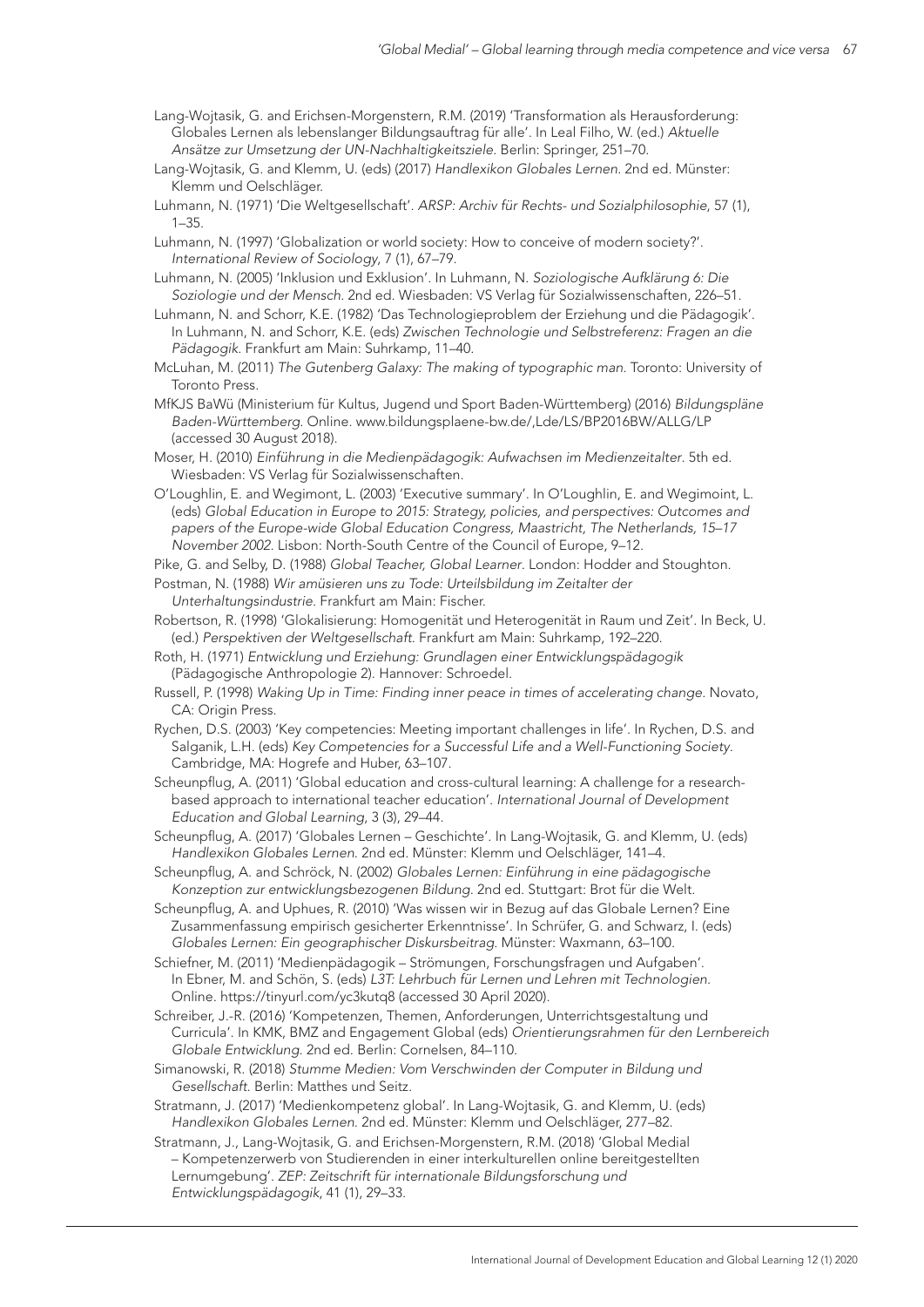Lang-Wojtasik, G. and Erichsen-Morgenstern, R.M. (2019) 'Transformation als Herausforderung: Globales Lernen als lebenslanger Bildungsauftrag für alle'. In Leal Filho, W. (ed.) *Aktuelle Ansätze zur Umsetzung der UN-Nachhaltigkeitsziele*. Berlin: Springer, 251–70.

Lang-Wojtasik, G. and Klemm, U. (eds) (2017) *Handlexikon Globales Lernen*. 2nd ed. Münster: Klemm und Oelschläger.

Luhmann, N. (1971) 'Die Weltgesellschaft'. *ARSP: Archiv für Rechts- und Sozialphilosophie*, 57 (1), 1–35.

Luhmann, N. (1997) 'Globalization or world society: How to conceive of modern society?'. *International Review of Sociology*, 7 (1), 67–79.

Luhmann, N. (2005) 'Inklusion und Exklusion'. In Luhmann, N. *Soziologische Aufklärung 6: Die Soziologie und der Mensch*. 2nd ed. Wiesbaden: VS Verlag für Sozialwissenschaften, 226–51.

Luhmann, N. and Schorr, K.E. (1982) 'Das Technologieproblem der Erziehung und die Pädagogik'. In Luhmann, N. and Schorr, K.E. (eds) *Zwischen Technologie und Selbstreferenz: Fragen an die Pädagogik*. Frankfurt am Main: Suhrkamp, 11–40.

McLuhan, M. (2011) *The Gutenberg Galaxy: The making of typographic man*. Toronto: University of Toronto Press.

MfKJS BaWü (Ministerium für Kultus, Jugend und Sport Baden-Württemberg) (2016) *Bildungspläne Baden-Württemberg*. Online. www.bildungsplaene-bw.de/,Lde/LS/BP2016BW/ALLG/LP (accessed 30 August 2018).

Moser, H. (2010) *Einführung in die Medienpädagogik: Aufwachsen im Medienzeitalter*. 5th ed. Wiesbaden: VS Verlag für Sozialwissenschaften.

O'Loughlin, E. and Wegimont, L. (2003) 'Executive summary'. In O'Loughlin, E. and Wegimoint, L. (eds) *Global Education in Europe to 2015: Strategy, policies, and perspectives: Outcomes and papers of the Europe-wide Global Education Congress, Maastricht, The Netherlands, 15–17 November 2002*. Lisbon: North-South Centre of the Council of Europe, 9–12.

Pike, G. and Selby, D. (1988) *Global Teacher, Global Learner*. London: Hodder and Stoughton.

Postman, N. (1988) *Wir amüsieren uns zu Tode: Urteilsbildung im Zeitalter der Unterhaltungsindustrie*. Frankfurt am Main: Fischer.

Robertson, R. (1998) 'Glokalisierung: Homogenität und Heterogenität in Raum und Zeit'. In Beck, U. (ed.) *Perspektiven der Weltgesellschaft*. Frankfurt am Main: Suhrkamp, 192–220.

Roth, H. (1971) *Entwicklung und Erziehung: Grundlagen einer Entwicklungspädagogik* (Pädagogische Anthropologie 2). Hannover: Schroedel.

Russell, P. (1998) *Waking Up in Time: Finding inner peace in times of accelerating change*. Novato, CA: Origin Press.

Rychen, D.S. (2003) 'Key competencies: Meeting important challenges in life'. In Rychen, D.S. and Salganik, L.H. (eds) *Key Competencies for a Successful Life and a Well-Functioning Society*. Cambridge, MA: Hogrefe and Huber, 63–107.

Scheunpflug, A. (2011) 'Global education and cross-cultural learning: A challenge for a research-based approach to international teacher education'. *International Journal of Development Education and Global Learning*, 3 (3), 29–44.

Scheunpflug, A. (2017) 'Globales Lernen – Geschichte'. In Lang-Wojtasik, G. and Klemm, U. (eds) *Handlexikon Globales Lernen*. 2nd ed. Münster: Klemm und Oelschläger, 141–4.

Scheunpflug, A. and Schröck, N. (2002) *Globales Lernen: Einführung in eine pädagogische Konzeption zur entwicklungsbezogenen Bildung*. 2nd ed. Stuttgart: Brot für die Welt.

Scheunpflug, A. and Uphues, R. (2010) 'Was wissen wir in Bezug auf das Globale Lernen? Eine Zusammenfassung empirisch gesicherter Erkenntnisse'. In Schrüfer, G. and Schwarz, I. (eds) *Globales Lernen: Ein geographischer Diskursbeitrag*. Münster: Waxmann, 63–100.

Schiefner, M. (2011) 'Medienpädagogik – Strömungen, Forschungsfragen und Aufgaben'. In Ebner, M. and Schön, S. (eds) *L3T: Lehrbuch für Lernen und Lehren mit Technologien*. Online. https://tinyurl.com/yc3kutq8 (accessed 30 April 2020).

Schreiber, J.-R. (2016) 'Kompetenzen, Themen, Anforderungen, Unterrichtsgestaltung und Curricula'. In KMK, BMZ and Engagement Global (eds) *Orientierungsrahmen für den Lernbereich Globale Entwicklung*. 2nd ed. Berlin: Cornelsen, 84–110.

Simanowski, R. (2018) *Stumme Medien: Vom Verschwinden der Computer in Bildung und Gesellschaft*. Berlin: Matthes und Seitz.

Stratmann, J. (2017) 'Medienkompetenz global'. In Lang-Wojtasik, G. and Klemm, U. (eds) *Handlexikon Globales Lernen*. 2nd ed. Münster: Klemm und Oelschläger, 277–82.

Stratmann, J., Lang-Wojtasik, G. and Erichsen-Morgenstern, R.M. (2018) 'Global Medial – Kompetenzerwerb von Studierenden in einer interkulturellen online bereitgestellten Lernumgebung'. *ZEP: Zeitschrift für internationale Bildungsforschung und Entwicklungspädagogik*, 41 (1), 29–33.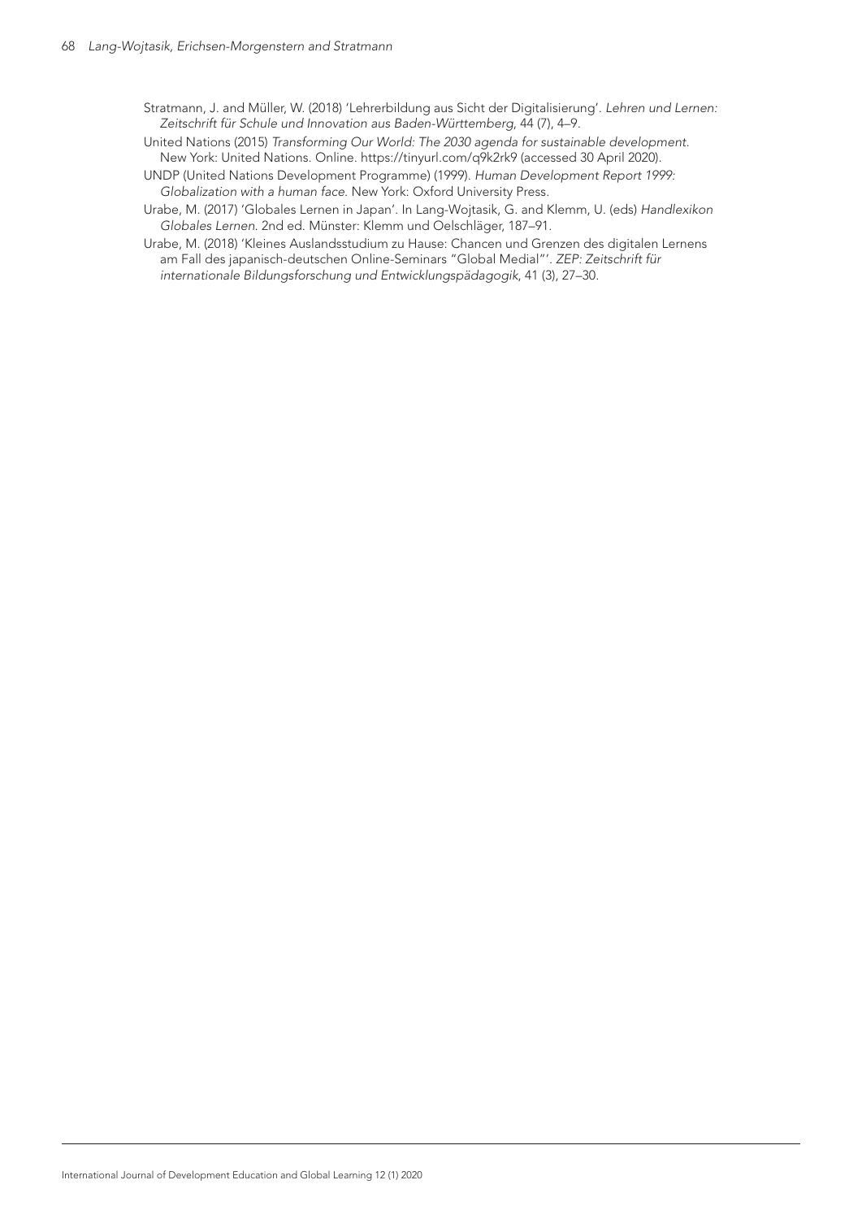Stratmann, J. and Müller, W. (2018) 'Lehrerbildung aus Sicht der Digitalisierung'. *Lehren und Lernen: Zeitschrift für Schule und Innovation aus Baden-Württemberg*, 44 (7), 4–9.

United Nations (2015) *Transforming Our World: The 2030 agenda for sustainable development*. New York: United Nations. Online. https://tinyurl.com/q9k2rk9 (accessed 30 April 2020).

UNDP (United Nations Development Programme) (1999). *Human Development Report 1999: Globalization with a human face*. New York: Oxford University Press.

Urabe, M. (2017) 'Globales Lernen in Japan'. In Lang-Wojtasik, G. and Klemm, U. (eds) *Handlexikon Globales Lernen*. 2nd ed. Münster: Klemm und Oelschläger, 187–91.

Urabe, M. (2018) 'Kleines Auslandsstudium zu Hause: Chancen und Grenzen des digitalen Lernens am Fall des japanisch-deutschen Online-Seminars "Global Medial"'. *ZEP: Zeitschrift für internationale Bildungsforschung und Entwicklungspädagogik*, 41 (3), 27–30.